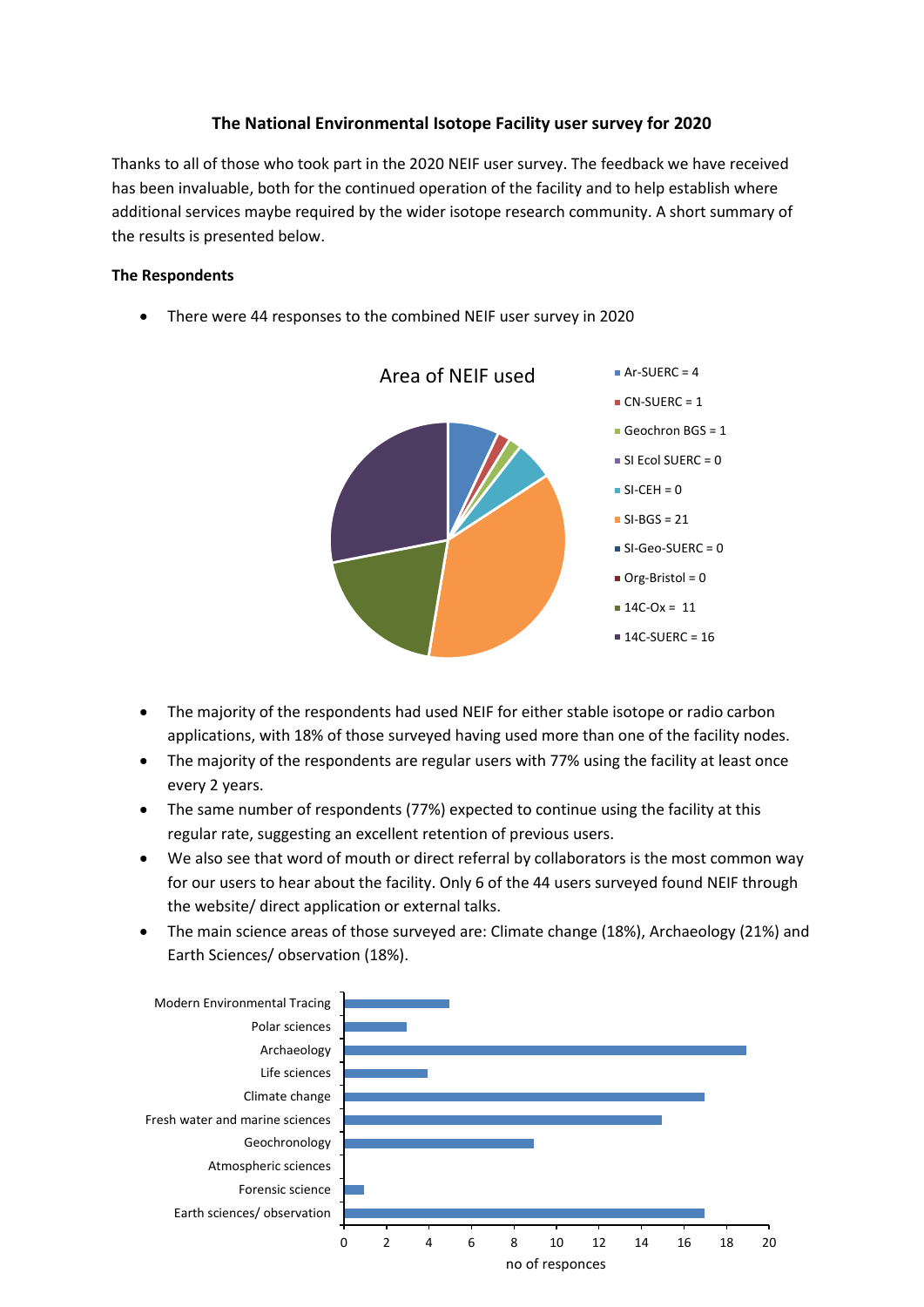**The National Environmental Isotope Facility user survey for 2020**

Thanks to all of those who took part in the 2020 NEIF user survey. The feedback we have received has been invaluable, both for the continued operation of the facility and to help establish where additional services maybe required by the wider isotope research community. A short summary of the results is presented below.

**The Respondents**

- There were 44 responses to the combined NEIF user survey in 2020

Area of NEIF used

- Ar-SUERC = 4
- CN-SUERC = 1
- Geochron BGS = 1
- SI Ecol SUERC = 0
- SI-CEH = 0
- SI-BGS = 21
- SI-Geo-SUERC = 0
- Org-Bristol = 0
- 14C-Ox = 11
- 14C-SUERC = 16

- The majority of the respondents had used NEIF for either stable isotope or radio carbon applications, with 18% of those surveyed having used more than one of the facility nodes.
- The majority of the respondents are regular users with 77% using the facility at least once every 2 years.
- The same number of respondents (77%) expected to continue using the facility at this regular rate, suggesting an excellent retention of previous users.
- We also see that word of mouth or direct referral by collaborators is the most common way for our users to hear about the facility. Only 6 of the 44 users surveyed found NEIF through the website/ direct application or external talks.
- The main science areas of those surveyed are: Climate change (18%), Archaeology (21%) and Earth Sciences/ observation (18%).

| Science area | no of responces |
|---|---|
| Modern Environmental Tracing | 5 |
| Polar sciences | 3 |
| Archaeology | 19 |
| Life sciences | 4 |
| Climate change | 17 |
| Fresh water and marine sciences | 15 |
| Geochronology | 9 |
| Atmospheric sciences | 0 |
| Forensic science | 1 |
| Earth sciences/ observation | 17 |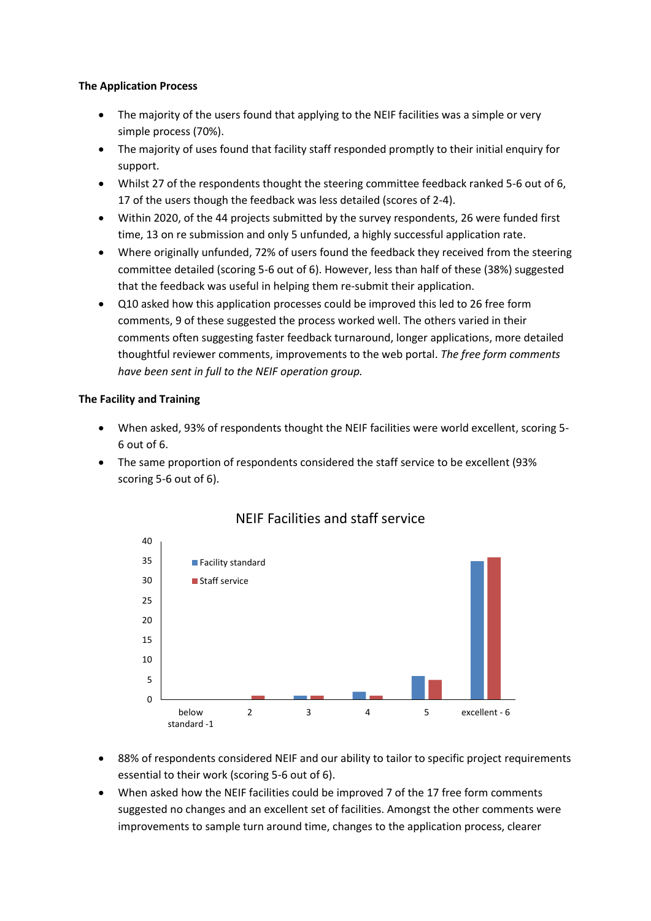**The Application Process**

- The majority of the users found that applying to the NEIF facilities was a simple or very simple process (70%).
- The majority of uses found that facility staff responded promptly to their initial enquiry for support.
- Whilst 27 of the respondents thought the steering committee feedback ranked 5-6 out of 6, 17 of the users though the feedback was less detailed (scores of 2-4).
- Within 2020, of the 44 projects submitted by the survey respondents, 26 were funded first time, 13 on re submission and only 5 unfunded, a highly successful application rate.
- Where originally unfunded, 72% of users found the feedback they received from the steering committee detailed (scoring 5-6 out of 6). However, less than half of these (38%) suggested that the feedback was useful in helping them re-submit their application.
- Q10 asked how this application processes could be improved this led to 26 free form comments, 9 of these suggested the process worked well. The others varied in their comments often suggesting faster feedback turnaround, longer applications, more detailed thoughtful reviewer comments, improvements to the web portal. *The free form comments have been sent in full to the NEIF operation group.*

**The Facility and Training**

- When asked, 93% of respondents thought the NEIF facilities were world excellent, scoring 5-6 out of 6.
- The same proportion of respondents considered the staff service to be excellent (93% scoring 5-6 out of 6).

NEIF Facilities and staff service

- 88% of respondents considered NEIF and our ability to tailor to specific project requirements essential to their work (scoring 5-6 out of 6).
- When asked how the NEIF facilities could be improved 7 of the 17 free form comments suggested no changes and an excellent set of facilities. Amongst the other comments were improvements to sample turn around time, changes to the application process, clearer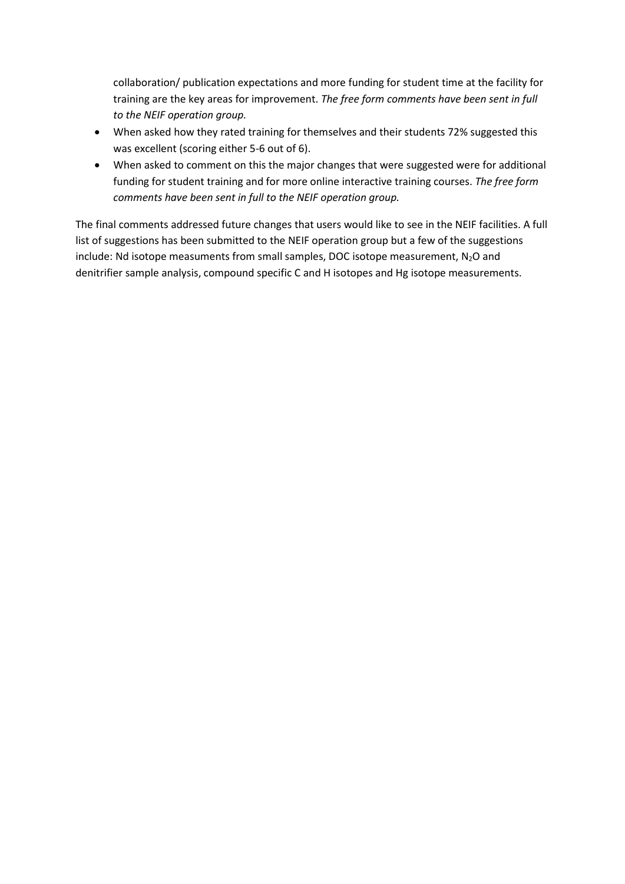collaboration/ publication expectations and more funding for student time at the facility for training are the key areas for improvement. *The free form comments have been sent in full to the NEIF operation group.*

- When asked how they rated training for themselves and their students 72% suggested this was excellent (scoring either 5-6 out of 6).
- When asked to comment on this the major changes that were suggested were for additional funding for student training and for more online interactive training courses. *The free form comments have been sent in full to the NEIF operation group.*

The final comments addressed future changes that users would like to see in the NEIF facilities. A full list of suggestions has been submitted to the NEIF operation group but a few of the suggestions include: Nd isotope measuments from small samples, DOC isotope measurement, $N_2O$ and denitrifier sample analysis, compound specific C and H isotopes and Hg isotope measurements.